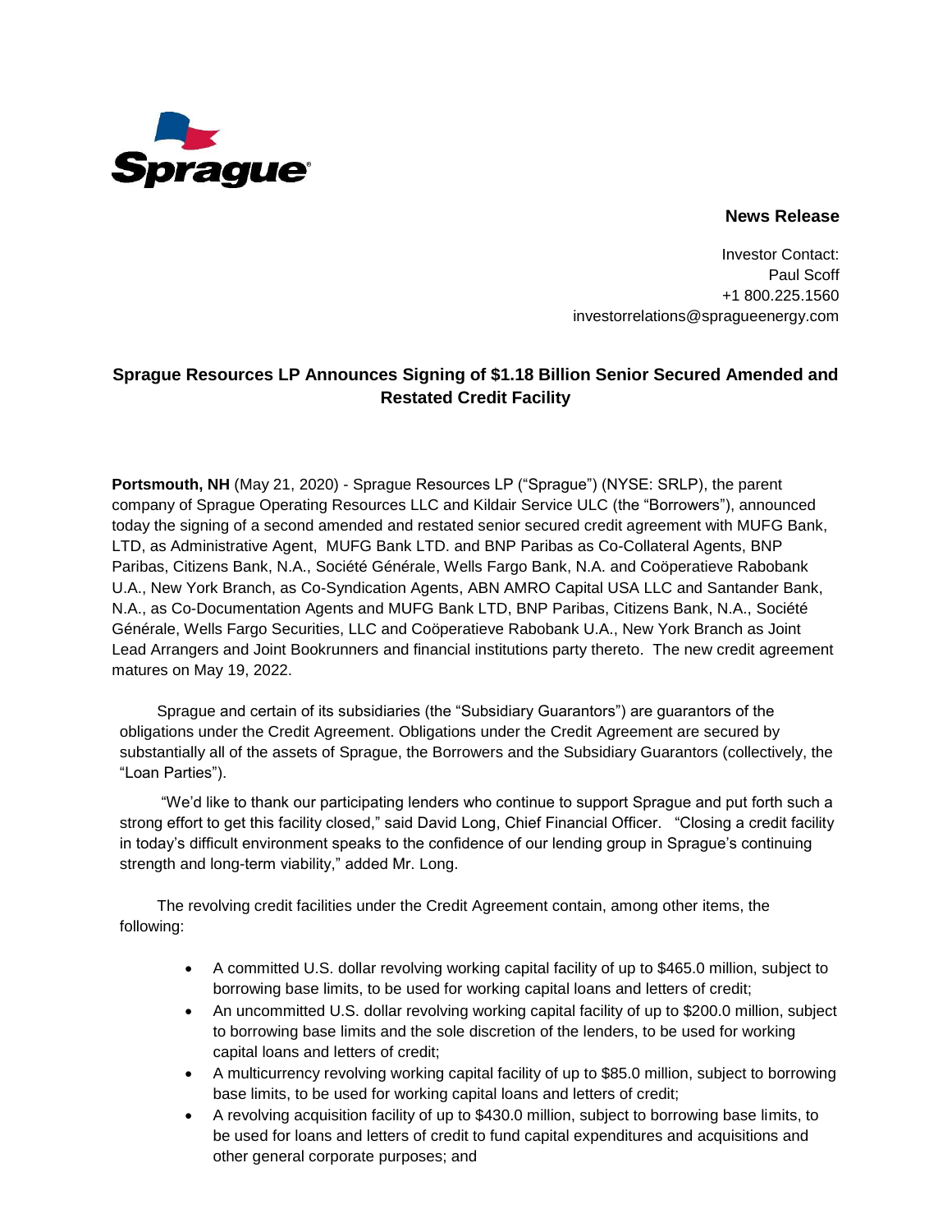Sprague

**News Release**

Investor Contact:
Paul Scoff
+1 800.225.1560
investorrelations@spragueenergy.com

## Sprague Resources LP Announces Signing of $1.18 Billion Senior Secured Amended and Restated Credit Facility

**Portsmouth, NH** (May 21, 2020) - Sprague Resources LP ("Sprague") (NYSE: SRLP), the parent company of Sprague Operating Resources LLC and Kildair Service ULC (the "Borrowers"), announced today the signing of a second amended and restated senior secured credit agreement with MUFG Bank, LTD, as Administrative Agent, MUFG Bank LTD. and BNP Paribas as Co-Collateral Agents, BNP Paribas, Citizens Bank, N.A., Société Générale, Wells Fargo Bank, N.A. and Coöperatieve Rabobank U.A., New York Branch, as Co-Syndication Agents, ABN AMRO Capital USA LLC and Santander Bank, N.A., as Co-Documentation Agents and MUFG Bank LTD, BNP Paribas, Citizens Bank, N.A., Société Générale, Wells Fargo Securities, LLC and Coöperatieve Rabobank U.A., New York Branch as Joint Lead Arrangers and Joint Bookrunners and financial institutions party thereto. The new credit agreement matures on May 19, 2022.

Sprague and certain of its subsidiaries (the "Subsidiary Guarantors") are guarantors of the obligations under the Credit Agreement. Obligations under the Credit Agreement are secured by substantially all of the assets of Sprague, the Borrowers and the Subsidiary Guarantors (collectively, the "Loan Parties").

"We'd like to thank our participating lenders who continue to support Sprague and put forth such a strong effort to get this facility closed," said David Long, Chief Financial Officer. "Closing a credit facility in today's difficult environment speaks to the confidence of our lending group in Sprague's continuing strength and long-term viability," added Mr. Long.

The revolving credit facilities under the Credit Agreement contain, among other items, the following:

- A committed U.S. dollar revolving working capital facility of up to $465.0 million, subject to borrowing base limits, to be used for working capital loans and letters of credit;
- An uncommitted U.S. dollar revolving working capital facility of up to $200.0 million, subject to borrowing base limits and the sole discretion of the lenders, to be used for working capital loans and letters of credit;
- A multicurrency revolving working capital facility of up to $85.0 million, subject to borrowing base limits, to be used for working capital loans and letters of credit;
- A revolving acquisition facility of up to $430.0 million, subject to borrowing base limits, to be used for loans and letters of credit to fund capital expenditures and acquisitions and other general corporate purposes; and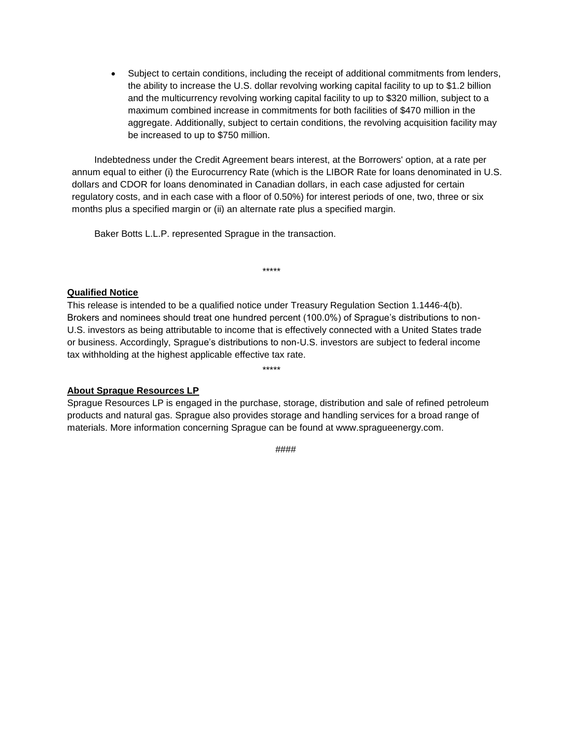- Subject to certain conditions, including the receipt of additional commitments from lenders, the ability to increase the U.S. dollar revolving working capital facility to up to $1.2 billion and the multicurrency revolving working capital facility to up to $320 million, subject to a maximum combined increase in commitments for both facilities of $470 million in the aggregate. Additionally, subject to certain conditions, the revolving acquisition facility may be increased to up to $750 million.

Indebtedness under the Credit Agreement bears interest, at the Borrowers' option, at a rate per annum equal to either (i) the Eurocurrency Rate (which is the LIBOR Rate for loans denominated in U.S. dollars and CDOR for loans denominated in Canadian dollars, in each case adjusted for certain regulatory costs, and in each case with a floor of 0.50%) for interest periods of one, two, three or six months plus a specified margin or (ii) an alternate rate plus a specified margin.

Baker Botts L.L.P. represented Sprague in the transaction.

*****

**Qualified Notice**

This release is intended to be a qualified notice under Treasury Regulation Section 1.1446-4(b). Brokers and nominees should treat one hundred percent (100.0%) of Sprague's distributions to non-U.S. investors as being attributable to income that is effectively connected with a United States trade or business. Accordingly, Sprague's distributions to non-U.S. investors are subject to federal income tax withholding at the highest applicable effective tax rate.

*****

**About Sprague Resources LP**

Sprague Resources LP is engaged in the purchase, storage, distribution and sale of refined petroleum products and natural gas. Sprague also provides storage and handling services for a broad range of materials. More information concerning Sprague can be found at www.spragueenergy.com.

####